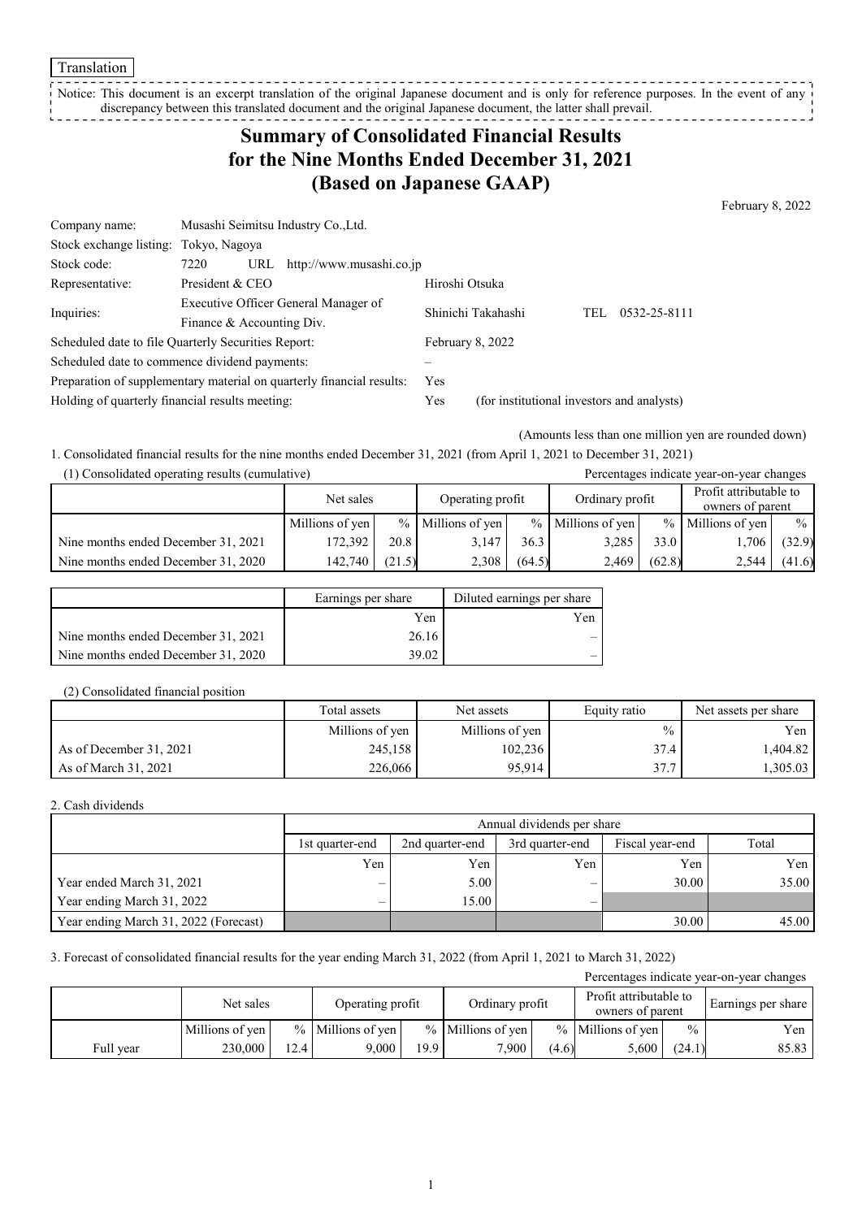Translation

Notice: This document is an excerpt translation of the original Japanese document and is only for reference purposes. In the event of any discrepancy between this translated document and the original Japanese document, the latter shall prevail.

# Summary of Consolidated Financial Results for the Nine Months Ended December 31, 2021 (Based on Japanese GAAP)

February 8, 2022

| | | |
|---|---|---|
| Company name: | Musashi Seimitsu Industry Co.,Ltd. | |
| Stock exchange listing: | Tokyo, Nagoya | |
| Stock code: | 7220 URL http://www.musashi.co.jp | |
| Representative: | President & CEO | Hiroshi Otsuka |
| Inquiries: | Executive Officer General Manager of Finance & Accounting Div. | Shinichi Takahashi TEL 0532-25-8111 |
| Scheduled date to file Quarterly Securities Report: | | February 8, 2022 |
| Scheduled date to commence dividend payments: | | – |
| Preparation of supplementary material on quarterly financial results: | | Yes |
| Holding of quarterly financial results meeting: | | Yes (for institutional investors and analysts) |

(Amounts less than one million yen are rounded down)

1. Consolidated financial results for the nine months ended December 31, 2021 (from April 1, 2021 to December 31, 2021)

(1) Consolidated operating results (cumulative)

Percentages indicate year-on-year changes

| | Net sales | | Operating profit | | Ordinary profit | | Profit attributable to owners of parent | |
|---|---|---|---|---|---|---|---|---|
| | Millions of yen | % | Millions of yen | % | Millions of yen | % | Millions of yen | % |
| Nine months ended December 31, 2021 | 172,392 | 20.8 | 3,147 | 36.3 | 3,285 | 33.0 | 1,706 | (32.9) |
| Nine months ended December 31, 2020 | 142,740 | (21.5) | 2,308 | (64.5) | 2,469 | (62.8) | 2,544 | (41.6) |

| | Earnings per share | Diluted earnings per share |
|---|---|---|
| | Yen | Yen |
| Nine months ended December 31, 2021 | 26.16 | – |
| Nine months ended December 31, 2020 | 39.02 | – |

(2) Consolidated financial position

| | Total assets | Net assets | Equity ratio | Net assets per share |
|---|---|---|---|---|
| | Millions of yen | Millions of yen | % | Yen |
| As of December 31, 2021 | 245,158 | 102,236 | 37.4 | 1,404.82 |
| As of March 31, 2021 | 226,066 | 95,914 | 37.7 | 1,305.03 |

2. Cash dividends

| | Annual dividends per share | | | | |
|---|---|---|---|---|---|
| | 1st quarter-end | 2nd quarter-end | 3rd quarter-end | Fiscal year-end | Total |
| | Yen | Yen | Yen | Yen | Yen |
| Year ended March 31, 2021 | – | 5.00 | – | 30.00 | 35.00 |
| Year ending March 31, 2022 | – | 15.00 | – | | |
| Year ending March 31, 2022 (Forecast) | | | | 30.00 | 45.00 |

3. Forecast of consolidated financial results for the year ending March 31, 2022 (from April 1, 2021 to March 31, 2022)

Percentages indicate year-on-year changes

| | Net sales | | Operating profit | | Ordinary profit | | Profit attributable to owners of parent | | Earnings per share |
|---|---|---|---|---|---|---|---|---|---|
| | Millions of yen | % | Millions of yen | % | Millions of yen | % | Millions of yen | % | Yen |
| Full year | 230,000 | 12.4 | 9,000 | 19.9 | 7,900 | (4.6) | 5,600 | (24.1) | 85.83 |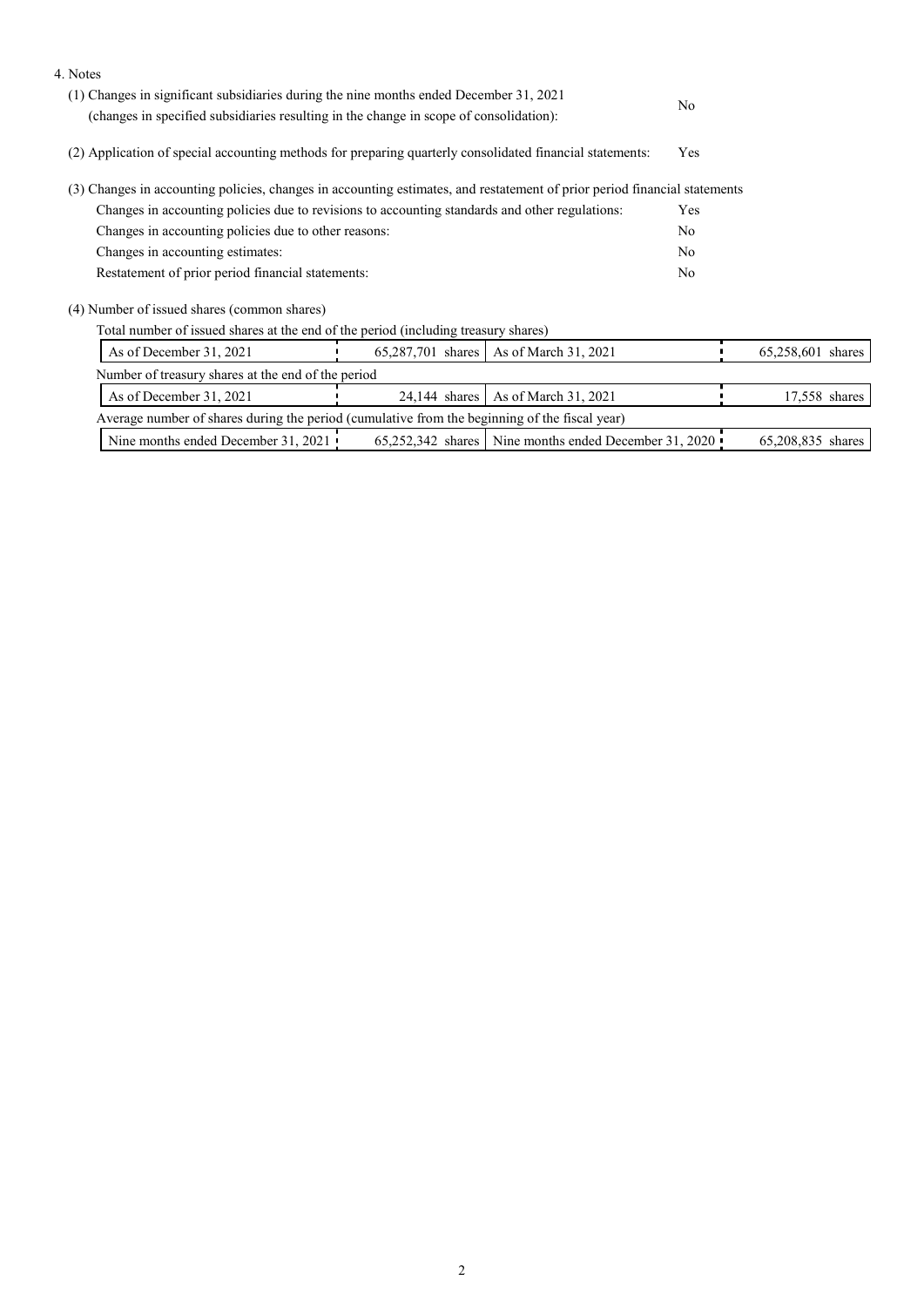4. Notes

(1) Changes in significant subsidiaries during the nine months ended December 31, 2021 (changes in specified subsidiaries resulting in the change in scope of consolidation): No

(2) Application of special accounting methods for preparing quarterly consolidated financial statements: Yes

(3) Changes in accounting policies, changes in accounting estimates, and restatement of prior period financial statements

| | |
|---|---|
| Changes in accounting policies due to revisions to accounting standards and other regulations: | Yes |
| Changes in accounting policies due to other reasons: | No |
| Changes in accounting estimates: | No |
| Restatement of prior period financial statements: | No |

(4) Number of issued shares (common shares)

Total number of issued shares at the end of the period (including treasury shares)

| | | | |
|---|---|---|---|
| As of December 31, 2021 | 65,287,701 shares | As of March 31, 2021 | 65,258,601 shares |

Number of treasury shares at the end of the period

| | | | |
|---|---|---|---|
| As of December 31, 2021 | 24,144 shares | As of March 31, 2021 | 17,558 shares |

Average number of shares during the period (cumulative from the beginning of the fiscal year)

| | | | |
|---|---|---|---|
| Nine months ended December 31, 2021 | 65,252,342 shares | Nine months ended December 31, 2020 | 65,208,835 shares |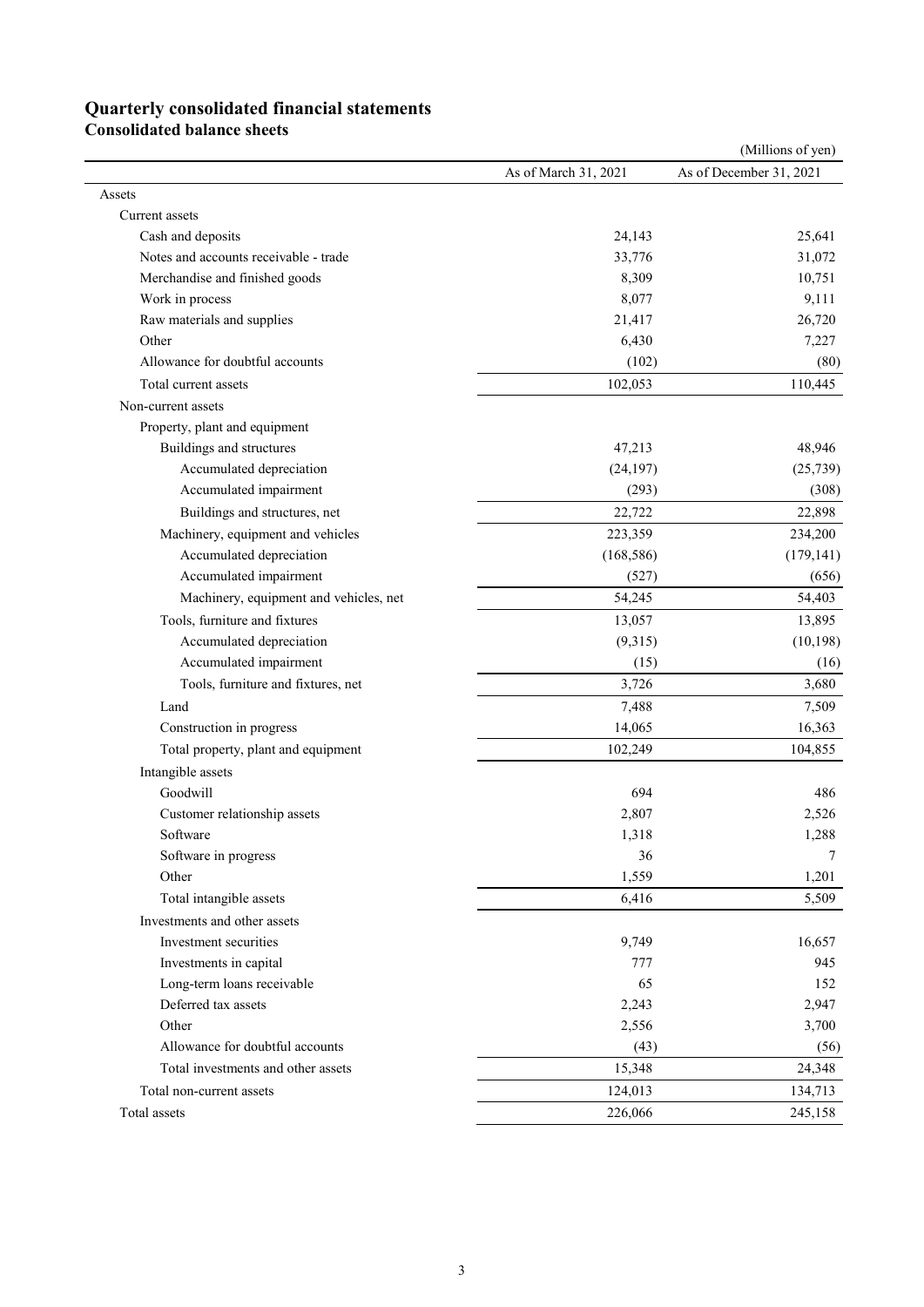# Quarterly consolidated financial statements

## Consolidated balance sheets

(Millions of yen)

| | As of March 31, 2021 | As of December 31, 2021 |
|---|---|---|
| Assets | | |
| Current assets | | |
| Cash and deposits | 24,143 | 25,641 |
| Notes and accounts receivable - trade | 33,776 | 31,072 |
| Merchandise and finished goods | 8,309 | 10,751 |
| Work in process | 8,077 | 9,111 |
| Raw materials and supplies | 21,417 | 26,720 |
| Other | 6,430 | 7,227 |
| Allowance for doubtful accounts | (102) | (80) |
| Total current assets | 102,053 | 110,445 |
| Non-current assets | | |
| Property, plant and equipment | | |
| Buildings and structures | 47,213 | 48,946 |
| Accumulated depreciation | (24,197) | (25,739) |
| Accumulated impairment | (293) | (308) |
| Buildings and structures, net | 22,722 | 22,898 |
| Machinery, equipment and vehicles | 223,359 | 234,200 |
| Accumulated depreciation | (168,586) | (179,141) |
| Accumulated impairment | (527) | (656) |
| Machinery, equipment and vehicles, net | 54,245 | 54,403 |
| Tools, furniture and fixtures | 13,057 | 13,895 |
| Accumulated depreciation | (9,315) | (10,198) |
| Accumulated impairment | (15) | (16) |
| Tools, furniture and fixtures, net | 3,726 | 3,680 |
| Land | 7,488 | 7,509 |
| Construction in progress | 14,065 | 16,363 |
| Total property, plant and equipment | 102,249 | 104,855 |
| Intangible assets | | |
| Goodwill | 694 | 486 |
| Customer relationship assets | 2,807 | 2,526 |
| Software | 1,318 | 1,288 |
| Software in progress | 36 | 7 |
| Other | 1,559 | 1,201 |
| Total intangible assets | 6,416 | 5,509 |
| Investments and other assets | | |
| Investment securities | 9,749 | 16,657 |
| Investments in capital | 777 | 945 |
| Long-term loans receivable | 65 | 152 |
| Deferred tax assets | 2,243 | 2,947 |
| Other | 2,556 | 3,700 |
| Allowance for doubtful accounts | (43) | (56) |
| Total investments and other assets | 15,348 | 24,348 |
| Total non-current assets | 124,013 | 134,713 |
| Total assets | 226,066 | 245,158 |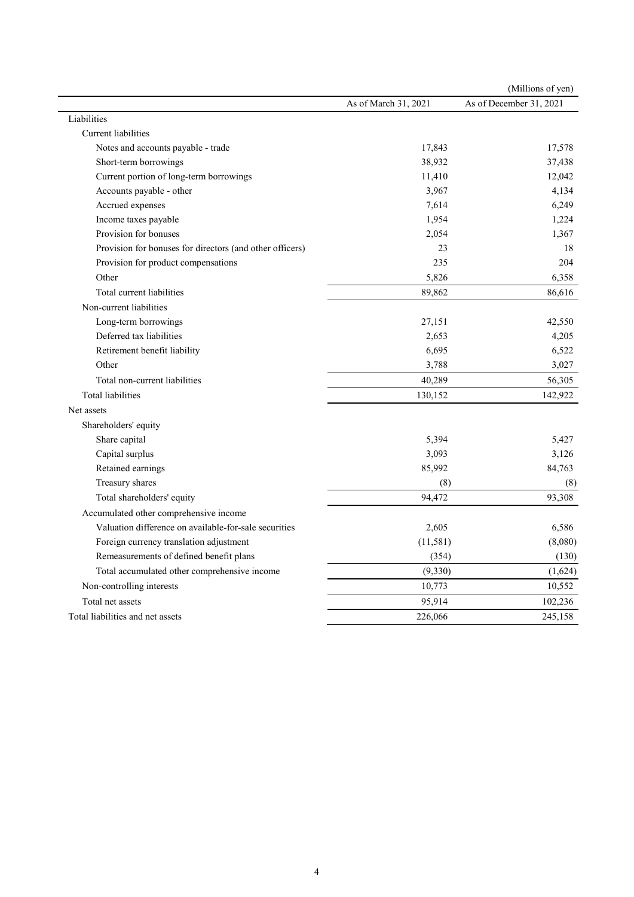(Millions of yen)

| | As of March 31, 2021 | As of December 31, 2021 |
|---|---|---|
| Liabilities | | |
| Current liabilities | | |
| Notes and accounts payable - trade | 17,843 | 17,578 |
| Short-term borrowings | 38,932 | 37,438 |
| Current portion of long-term borrowings | 11,410 | 12,042 |
| Accounts payable - other | 3,967 | 4,134 |
| Accrued expenses | 7,614 | 6,249 |
| Income taxes payable | 1,954 | 1,224 |
| Provision for bonuses | 2,054 | 1,367 |
| Provision for bonuses for directors (and other officers) | 23 | 18 |
| Provision for product compensations | 235 | 204 |
| Other | 5,826 | 6,358 |
| Total current liabilities | 89,862 | 86,616 |
| Non-current liabilities | | |
| Long-term borrowings | 27,151 | 42,550 |
| Deferred tax liabilities | 2,653 | 4,205 |
| Retirement benefit liability | 6,695 | 6,522 |
| Other | 3,788 | 3,027 |
| Total non-current liabilities | 40,289 | 56,305 |
| Total liabilities | 130,152 | 142,922 |
| Net assets | | |
| Shareholders' equity | | |
| Share capital | 5,394 | 5,427 |
| Capital surplus | 3,093 | 3,126 |
| Retained earnings | 85,992 | 84,763 |
| Treasury shares | (8) | (8) |
| Total shareholders' equity | 94,472 | 93,308 |
| Accumulated other comprehensive income | | |
| Valuation difference on available-for-sale securities | 2,605 | 6,586 |
| Foreign currency translation adjustment | (11,581) | (8,080) |
| Remeasurements of defined benefit plans | (354) | (130) |
| Total accumulated other comprehensive income | (9,330) | (1,624) |
| Non-controlling interests | 10,773 | 10,552 |
| Total net assets | 95,914 | 102,236 |
| Total liabilities and net assets | 226,066 | 245,158 |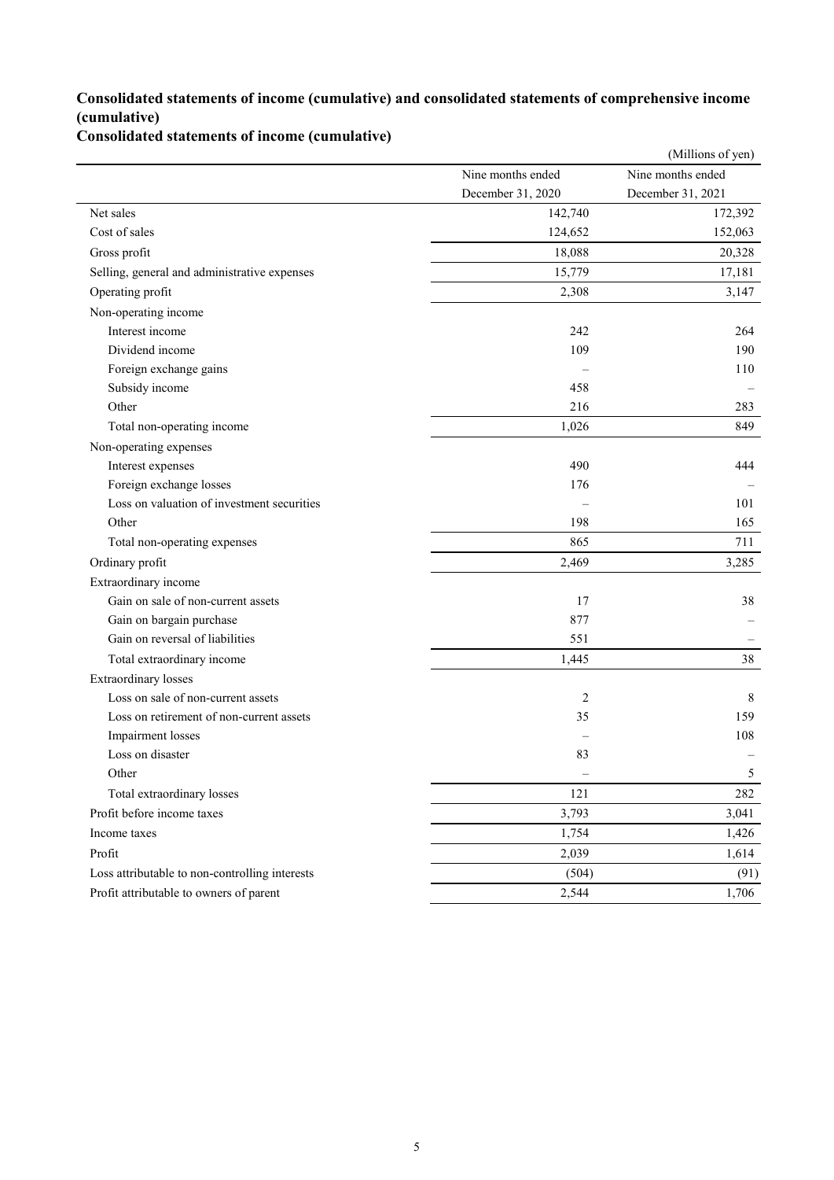## Consolidated statements of income (cumulative) and consolidated statements of comprehensive income (cumulative)

### Consolidated statements of income (cumulative)

(Millions of yen)

| | Nine months ended December 31, 2020 | Nine months ended December 31, 2021 |
|---|---|---|
| Net sales | 142,740 | 172,392 |
| Cost of sales | 124,652 | 152,063 |
| Gross profit | 18,088 | 20,328 |
| Selling, general and administrative expenses | 15,779 | 17,181 |
| Operating profit | 2,308 | 3,147 |
| Non-operating income | | |
| Interest income | 242 | 264 |
| Dividend income | 109 | 190 |
| Foreign exchange gains | – | 110 |
| Subsidy income | 458 | – |
| Other | 216 | 283 |
| Total non-operating income | 1,026 | 849 |
| Non-operating expenses | | |
| Interest expenses | 490 | 444 |
| Foreign exchange losses | 176 | – |
| Loss on valuation of investment securities | – | 101 |
| Other | 198 | 165 |
| Total non-operating expenses | 865 | 711 |
| Ordinary profit | 2,469 | 3,285 |
| Extraordinary income | | |
| Gain on sale of non-current assets | 17 | 38 |
| Gain on bargain purchase | 877 | – |
| Gain on reversal of liabilities | 551 | – |
| Total extraordinary income | 1,445 | 38 |
| Extraordinary losses | | |
| Loss on sale of non-current assets | 2 | 8 |
| Loss on retirement of non-current assets | 35 | 159 |
| Impairment losses | – | 108 |
| Loss on disaster | 83 | – |
| Other | – | 5 |
| Total extraordinary losses | 121 | 282 |
| Profit before income taxes | 3,793 | 3,041 |
| Income taxes | 1,754 | 1,426 |
| Profit | 2,039 | 1,614 |
| Loss attributable to non-controlling interests | (504) | (91) |
| Profit attributable to owners of parent | 2,544 | 1,706 |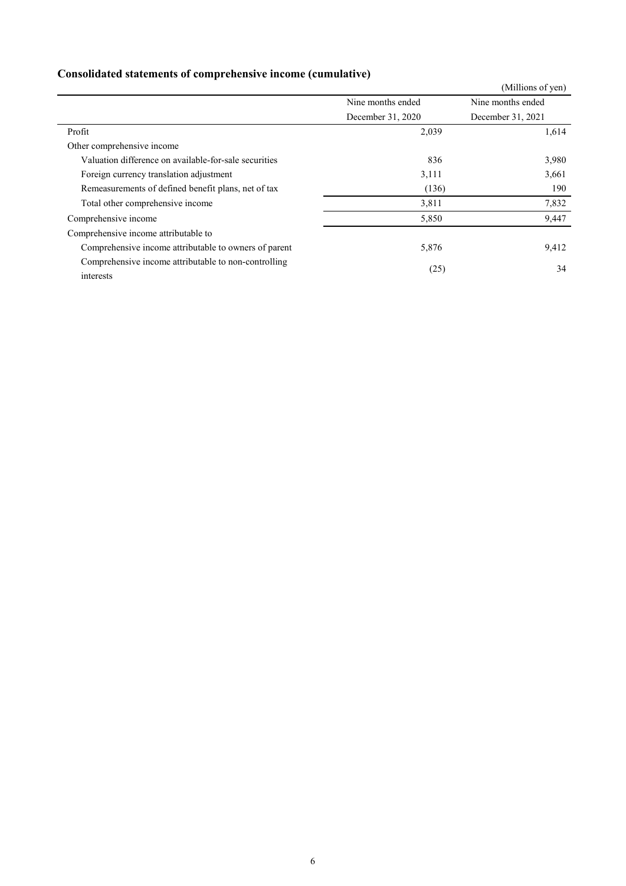## Consolidated statements of comprehensive income (cumulative)

(Millions of yen)

| | Nine months ended December 31, 2020 | Nine months ended December 31, 2021 |
|---|---|---|
| Profit | 2,039 | 1,614 |
| Other comprehensive income | | |
| Valuation difference on available-for-sale securities | 836 | 3,980 |
| Foreign currency translation adjustment | 3,111 | 3,661 |
| Remeasurements of defined benefit plans, net of tax | (136) | 190 |
| Total other comprehensive income | 3,811 | 7,832 |
| Comprehensive income | 5,850 | 9,447 |
| Comprehensive income attributable to | | |
| Comprehensive income attributable to owners of parent | 5,876 | 9,412 |
| Comprehensive income attributable to non-controlling interests | (25) | 34 |